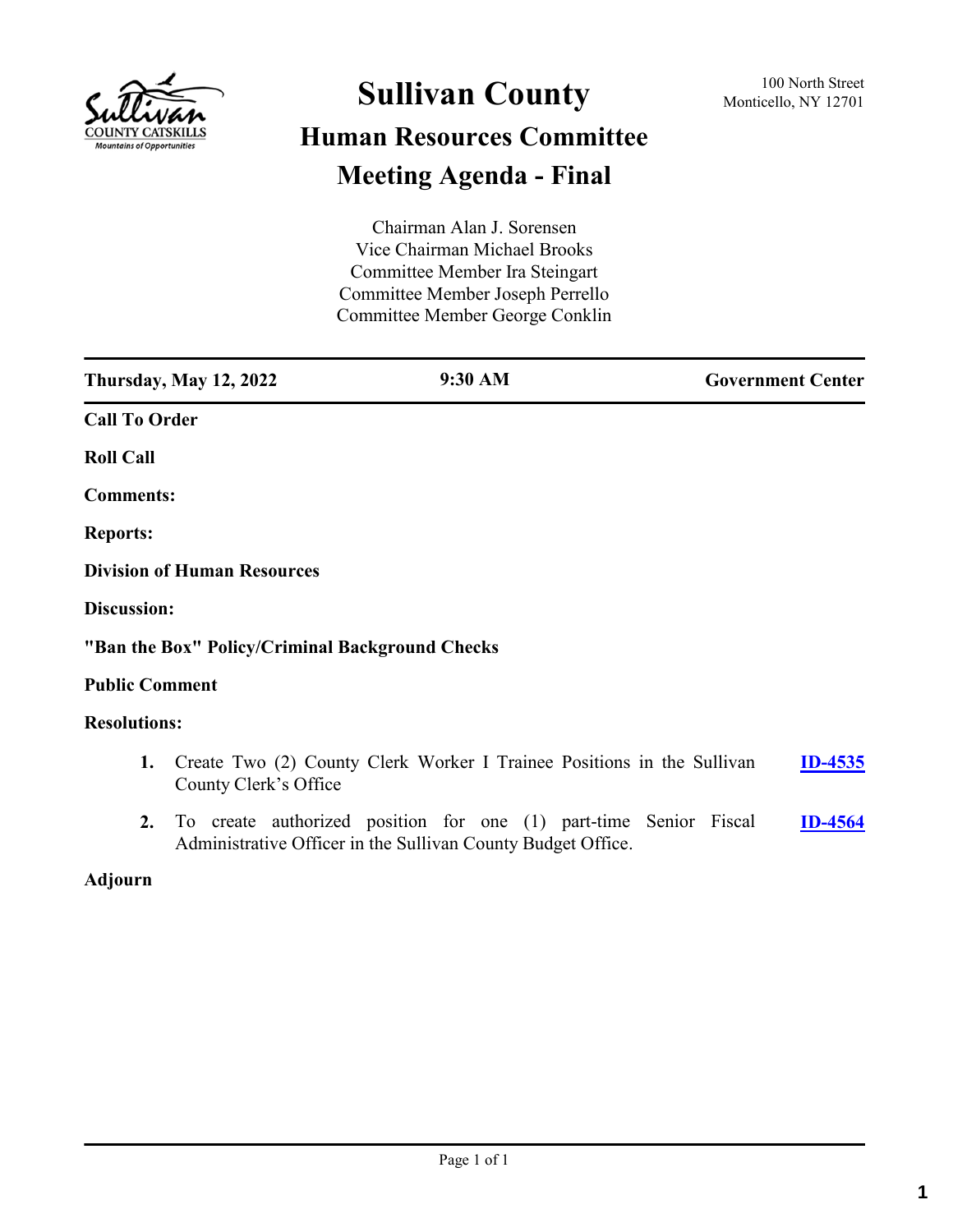# Sullivan County

100 North Street
Monticello, NY 12701

## Human Resources Committee

## Meeting Agenda - Final

Chairman Alan J. Sorensen
Vice Chairman Michael Brooks
Committee Member Ira Steingart
Committee Member Joseph Perrello
Committee Member George Conklin

**Thursday, May 12, 2022** | **9:30 AM** | **Government Center**

**Call To Order**

**Roll Call**

**Comments:**

**Reports:**

**Division of Human Resources**

**Discussion:**

**"Ban the Box" Policy/Criminal Background Checks**

**Public Comment**

**Resolutions:**

1. Create Two (2) County Clerk Worker I Trainee Positions in the Sullivan County Clerk's Office — **ID-4535**
2. To create authorized position for one (1) part-time Senior Fiscal Administrative Officer in the Sullivan County Budget Office. — **ID-4564**

**Adjourn**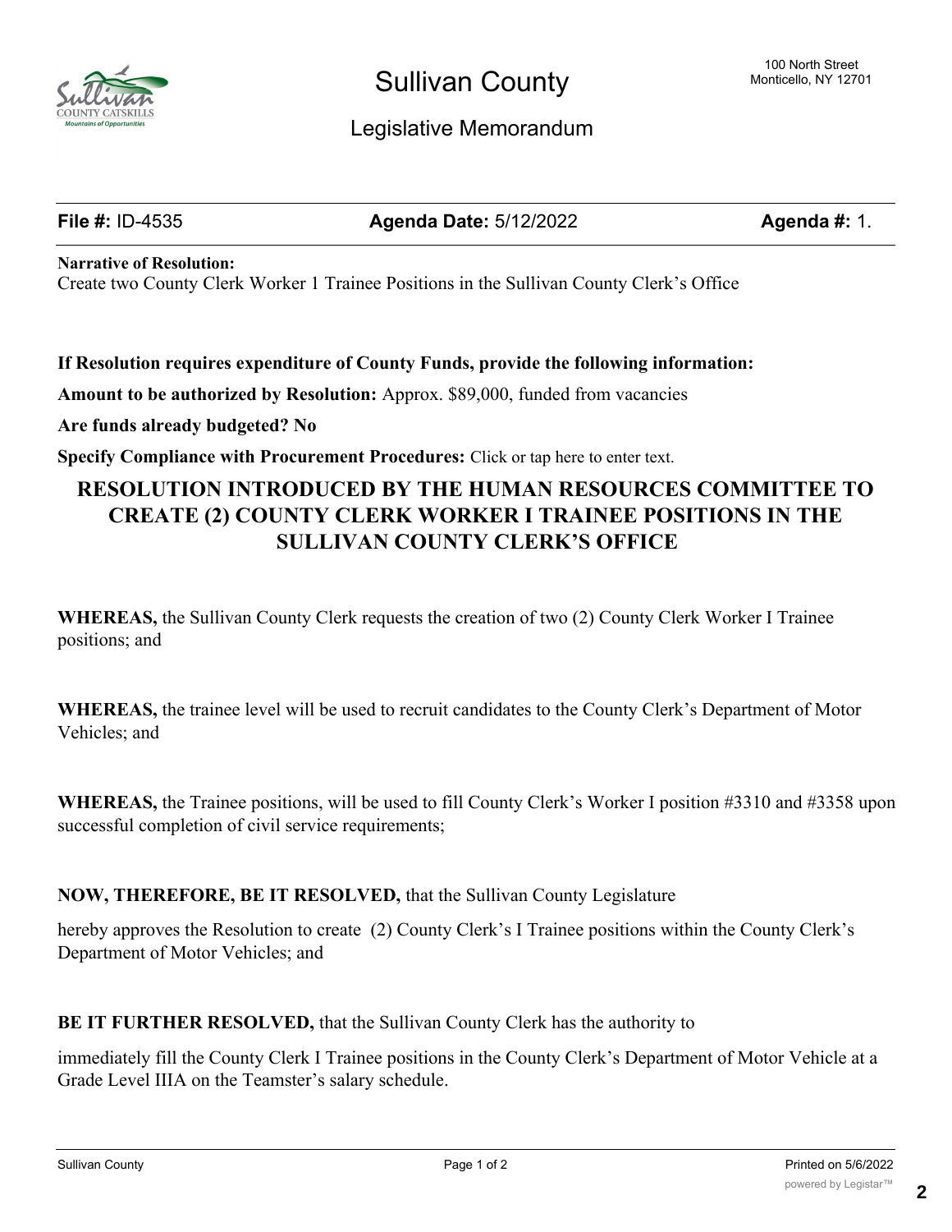# Sullivan County

## Legislative Memorandum

100 North Street
Monticello, NY 12701

**File #:** ID-4535 **Agenda Date:** 5/12/2022 **Agenda #:** 1.

**Narrative of Resolution:**
Create two County Clerk Worker 1 Trainee Positions in the Sullivan County Clerk's Office

**If Resolution requires expenditure of County Funds, provide the following information:**

**Amount to be authorized by Resolution:** Approx. $89,000, funded from vacancies

**Are funds already budgeted? No**

**Specify Compliance with Procurement Procedures:** Click or tap here to enter text.

### RESOLUTION INTRODUCED BY THE HUMAN RESOURCES COMMITTEE TO CREATE (2) COUNTY CLERK WORKER I TRAINEE POSITIONS IN THE SULLIVAN COUNTY CLERK'S OFFICE

**WHEREAS,** the Sullivan County Clerk requests the creation of two (2) County Clerk Worker I Trainee positions; and

**WHEREAS,** the trainee level will be used to recruit candidates to the County Clerk's Department of Motor Vehicles; and

**WHEREAS,** the Trainee positions, will be used to fill County Clerk's Worker I position #3310 and #3358 upon successful completion of civil service requirements;

**NOW, THEREFORE, BE IT RESOLVED,** that the Sullivan County Legislature

hereby approves the Resolution to create (2) County Clerk's I Trainee positions within the County Clerk's Department of Motor Vehicles; and

**BE IT FURTHER RESOLVED,** that the Sullivan County Clerk has the authority to

immediately fill the County Clerk I Trainee positions in the County Clerk's Department of Motor Vehicle at a Grade Level IIIA on the Teamster's salary schedule.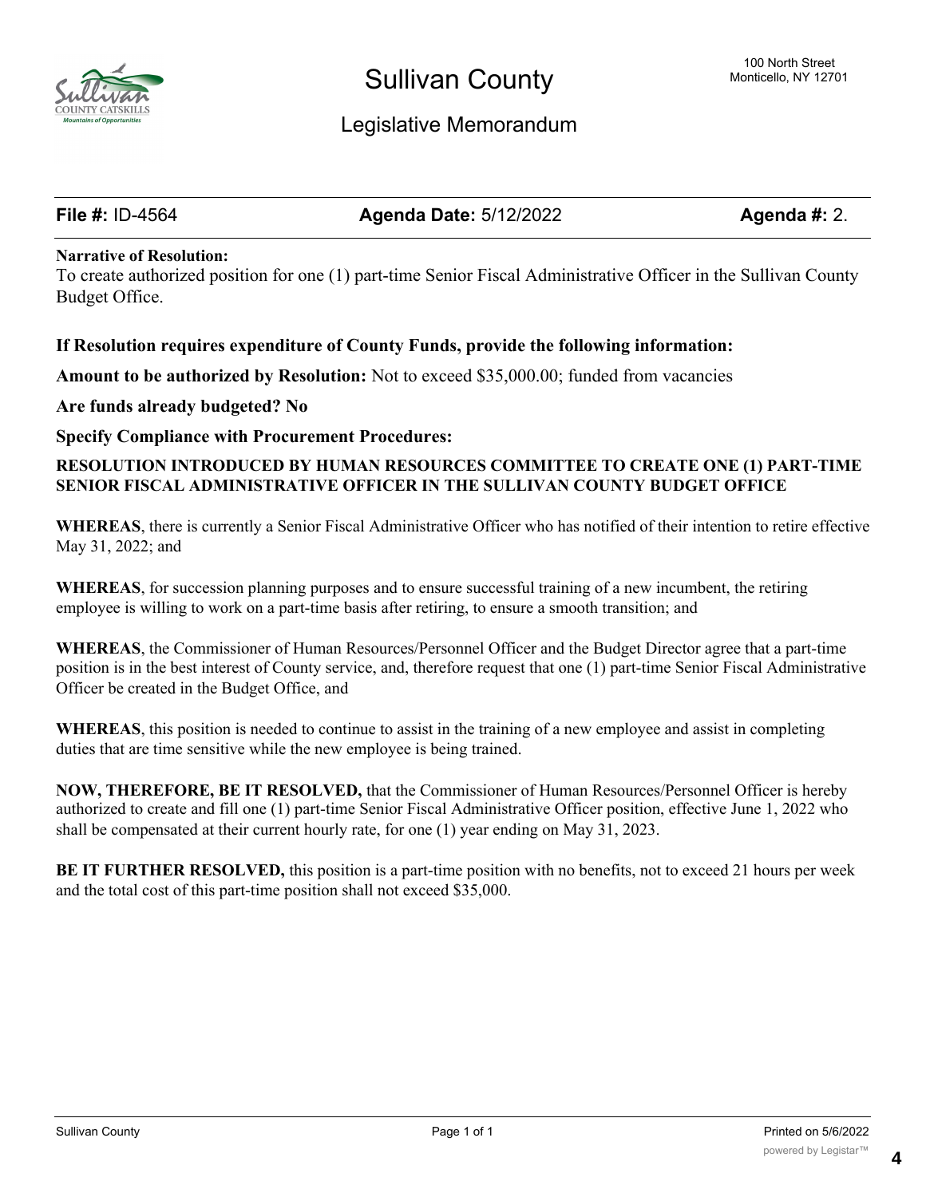# Sullivan County

100 North Street
Monticello, NY 12701

## Legislative Memorandum

**File #:** ID-4564 **Agenda Date:** 5/12/2022 **Agenda #:** 2.

**Narrative of Resolution:**
To create authorized position for one (1) part-time Senior Fiscal Administrative Officer in the Sullivan County Budget Office.

**If Resolution requires expenditure of County Funds, provide the following information:**

**Amount to be authorized by Resolution:** Not to exceed $35,000.00; funded from vacancies

**Are funds already budgeted? No**

**Specify Compliance with Procurement Procedures:**

**RESOLUTION INTRODUCED BY HUMAN RESOURCES COMMITTEE TO CREATE ONE (1) PART-TIME SENIOR FISCAL ADMINISTRATIVE OFFICER IN THE SULLIVAN COUNTY BUDGET OFFICE**

**WHEREAS**, there is currently a Senior Fiscal Administrative Officer who has notified of their intention to retire effective May 31, 2022; and

**WHEREAS**, for succession planning purposes and to ensure successful training of a new incumbent, the retiring employee is willing to work on a part-time basis after retiring, to ensure a smooth transition; and

**WHEREAS**, the Commissioner of Human Resources/Personnel Officer and the Budget Director agree that a part-time position is in the best interest of County service, and, therefore request that one (1) part-time Senior Fiscal Administrative Officer be created in the Budget Office, and

**WHEREAS**, this position is needed to continue to assist in the training of a new employee and assist in completing duties that are time sensitive while the new employee is being trained.

**NOW, THEREFORE, BE IT RESOLVED,** that the Commissioner of Human Resources/Personnel Officer is hereby authorized to create and fill one (1) part-time Senior Fiscal Administrative Officer position, effective June 1, 2022 who shall be compensated at their current hourly rate, for one (1) year ending on May 31, 2023.

**BE IT FURTHER RESOLVED,** this position is a part-time position with no benefits, not to exceed 21 hours per week and the total cost of this part-time position shall not exceed $35,000.